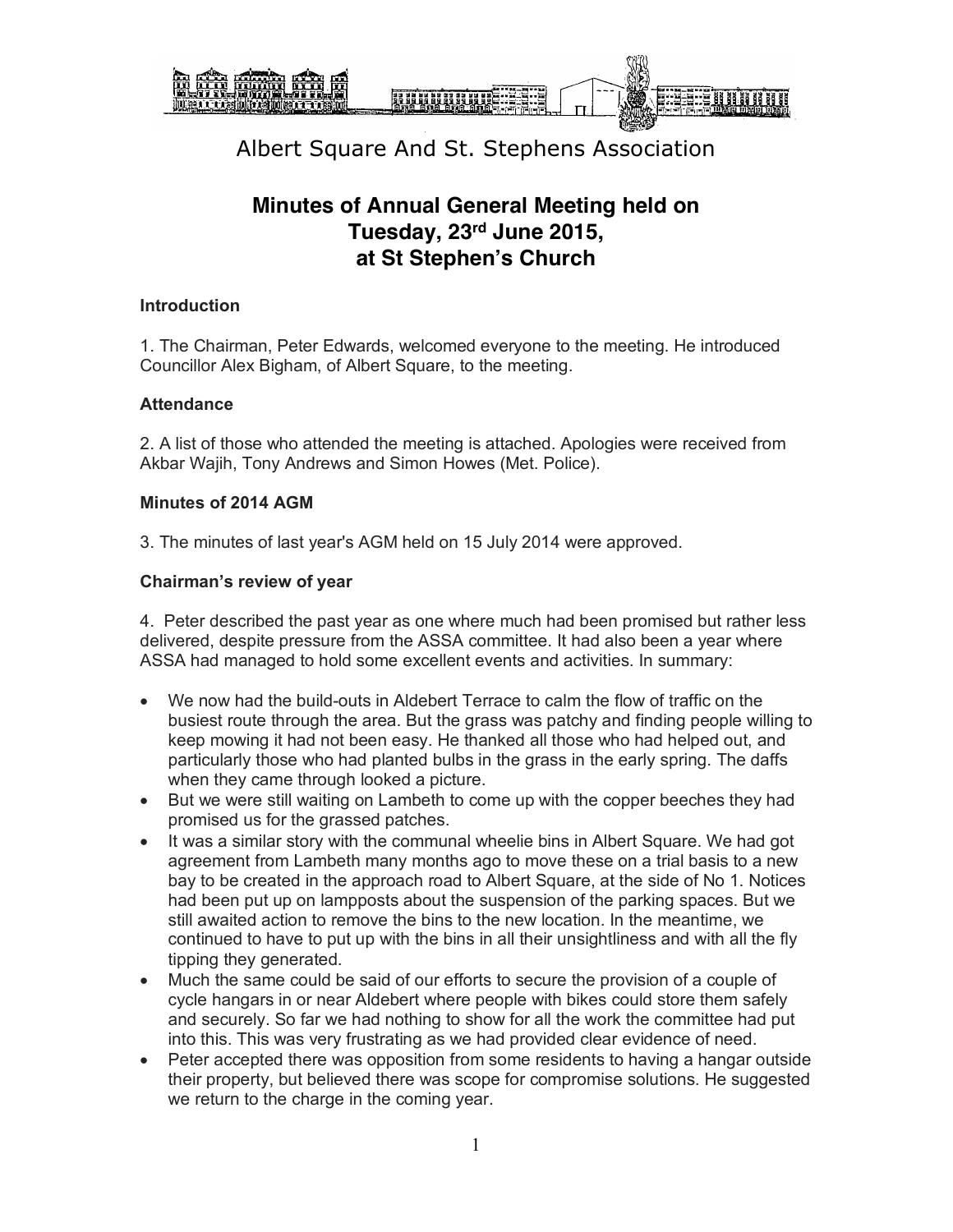Albert Square And St. Stephens Association

# Minutes of Annual General Meeting held on Tuesday, 23rd June 2015, at St Stephen's Church

### Introduction

1. The Chairman, Peter Edwards, welcomed everyone to the meeting. He introduced Councillor Alex Bigham, of Albert Square, to the meeting.

### Attendance

2. A list of those who attended the meeting is attached. Apologies were received from Akbar Wajih, Tony Andrews and Simon Howes (Met. Police).

### Minutes of 2014 AGM

3. The minutes of last year's AGM held on 15 July 2014 were approved.

### Chairman's review of year

4. Peter described the past year as one where much had been promised but rather less delivered, despite pressure from the ASSA committee. It had also been a year where ASSA had managed to hold some excellent events and activities. In summary:

- We now had the build-outs in Aldebert Terrace to calm the flow of traffic on the busiest route through the area. But the grass was patchy and finding people willing to keep mowing it had not been easy. He thanked all those who had helped out, and particularly those who had planted bulbs in the grass in the early spring. The daffs when they came through looked a picture.
- But we were still waiting on Lambeth to come up with the copper beeches they had promised us for the grassed patches.
- It was a similar story with the communal wheelie bins in Albert Square. We had got agreement from Lambeth many months ago to move these on a trial basis to a new bay to be created in the approach road to Albert Square, at the side of No 1. Notices had been put up on lampposts about the suspension of the parking spaces. But we still awaited action to remove the bins to the new location. In the meantime, we continued to have to put up with the bins in all their unsightliness and with all the fly tipping they generated.
- Much the same could be said of our efforts to secure the provision of a couple of cycle hangars in or near Aldebert where people with bikes could store them safely and securely. So far we had nothing to show for all the work the committee had put into this. This was very frustrating as we had provided clear evidence of need.
- Peter accepted there was opposition from some residents to having a hangar outside their property, but believed there was scope for compromise solutions. He suggested we return to the charge in the coming year.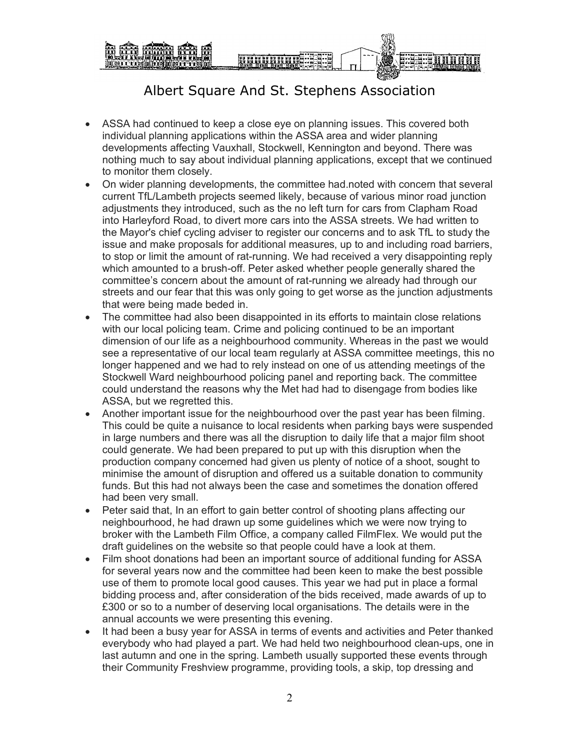- ASSA had continued to keep a close eye on planning issues. This covered both individual planning applications within the ASSA area and wider planning developments affecting Vauxhall, Stockwell, Kennington and beyond. There was nothing much to say about individual planning applications, except that we continued to monitor them closely.
- On wider planning developments, the committee had.noted with concern that several current TfL/Lambeth projects seemed likely, because of various minor road junction adjustments they introduced, such as the no left turn for cars from Clapham Road into Harleyford Road, to divert more cars into the ASSA streets. We had written to the Mayor's chief cycling adviser to register our concerns and to ask TfL to study the issue and make proposals for additional measures, up to and including road barriers, to stop or limit the amount of rat-running. We had received a very disappointing reply which amounted to a brush-off. Peter asked whether people generally shared the committee's concern about the amount of rat-running we already had through our streets and our fear that this was only going to get worse as the junction adjustments that were being made beded in.
- The committee had also been disappointed in its efforts to maintain close relations with our local policing team. Crime and policing continued to be an important dimension of our life as a neighbourhood community. Whereas in the past we would see a representative of our local team regularly at ASSA committee meetings, this no longer happened and we had to rely instead on one of us attending meetings of the Stockwell Ward neighbourhood policing panel and reporting back. The committee could understand the reasons why the Met had had to disengage from bodies like ASSA, but we regretted this.
- Another important issue for the neighbourhood over the past year has been filming. This could be quite a nuisance to local residents when parking bays were suspended in large numbers and there was all the disruption to daily life that a major film shoot could generate. We had been prepared to put up with this disruption when the production company concerned had given us plenty of notice of a shoot, sought to minimise the amount of disruption and offered us a suitable donation to community funds. But this had not always been the case and sometimes the donation offered had been very small.
- Peter said that, In an effort to gain better control of shooting plans affecting our neighbourhood, he had drawn up some guidelines which we were now trying to broker with the Lambeth Film Office, a company called FilmFlex. We would put the draft guidelines on the website so that people could have a look at them.
- Film shoot donations had been an important source of additional funding for ASSA for several years now and the committee had been keen to make the best possible use of them to promote local good causes. This year we had put in place a formal bidding process and, after consideration of the bids received, made awards of up to £300 or so to a number of deserving local organisations. The details were in the annual accounts we were presenting this evening.
- It had been a busy year for ASSA in terms of events and activities and Peter thanked everybody who had played a part. We had held two neighbourhood clean-ups, one in last autumn and one in the spring. Lambeth usually supported these events through their Community Freshview programme, providing tools, a skip, top dressing and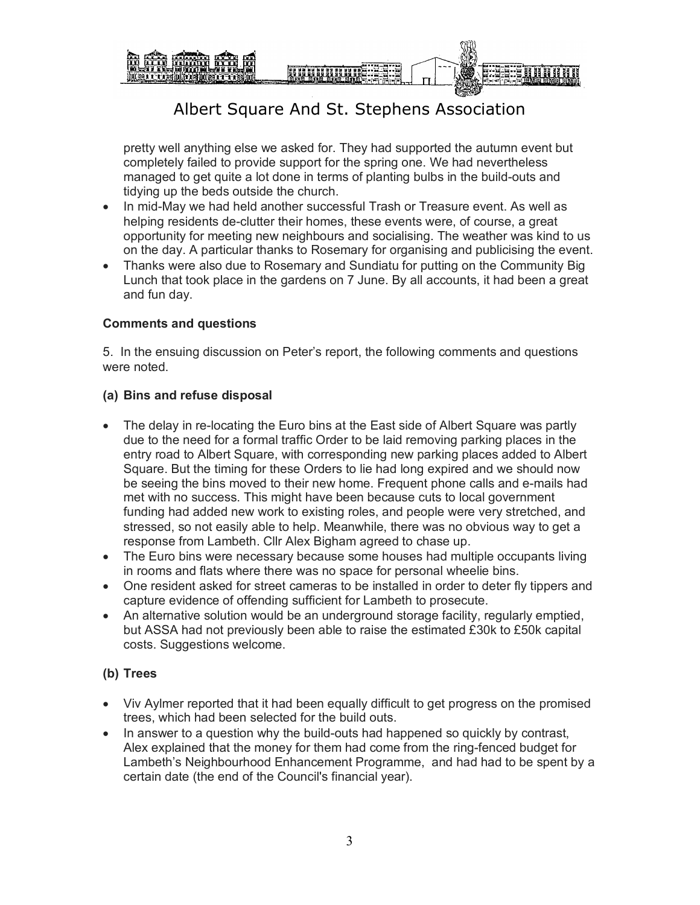pretty well anything else we asked for. They had supported the autumn event but completely failed to provide support for the spring one. We had nevertheless managed to get quite a lot done in terms of planting bulbs in the build-outs and tidying up the beds outside the church.

- In mid-May we had held another successful Trash or Treasure event. As well as helping residents de-clutter their homes, these events were, of course, a great opportunity for meeting new neighbours and socialising. The weather was kind to us on the day. A particular thanks to Rosemary for organising and publicising the event.
- Thanks were also due to Rosemary and Sundiatu for putting on the Community Big Lunch that took place in the gardens on 7 June. By all accounts, it had been a great and fun day.

**Comments and questions**

5. In the ensuing discussion on Peter's report, the following comments and questions were noted.

**(a) Bins and refuse disposal**

- The delay in re-locating the Euro bins at the East side of Albert Square was partly due to the need for a formal traffic Order to be laid removing parking places in the entry road to Albert Square, with corresponding new parking places added to Albert Square. But the timing for these Orders to lie had long expired and we should now be seeing the bins moved to their new home. Frequent phone calls and e-mails had met with no success. This might have been because cuts to local government funding had added new work to existing roles, and people were very stretched, and stressed, so not easily able to help. Meanwhile, there was no obvious way to get a response from Lambeth. Cllr Alex Bigham agreed to chase up.
- The Euro bins were necessary because some houses had multiple occupants living in rooms and flats where there was no space for personal wheelie bins.
- One resident asked for street cameras to be installed in order to deter fly tippers and capture evidence of offending sufficient for Lambeth to prosecute.
- An alternative solution would be an underground storage facility, regularly emptied, but ASSA had not previously been able to raise the estimated £30k to £50k capital costs. Suggestions welcome.

**(b) Trees**

- Viv Aylmer reported that it had been equally difficult to get progress on the promised trees, which had been selected for the build outs.
- In answer to a question why the build-outs had happened so quickly by contrast, Alex explained that the money for them had come from the ring-fenced budget for Lambeth's Neighbourhood Enhancement Programme, and had had to be spent by a certain date (the end of the Council's financial year).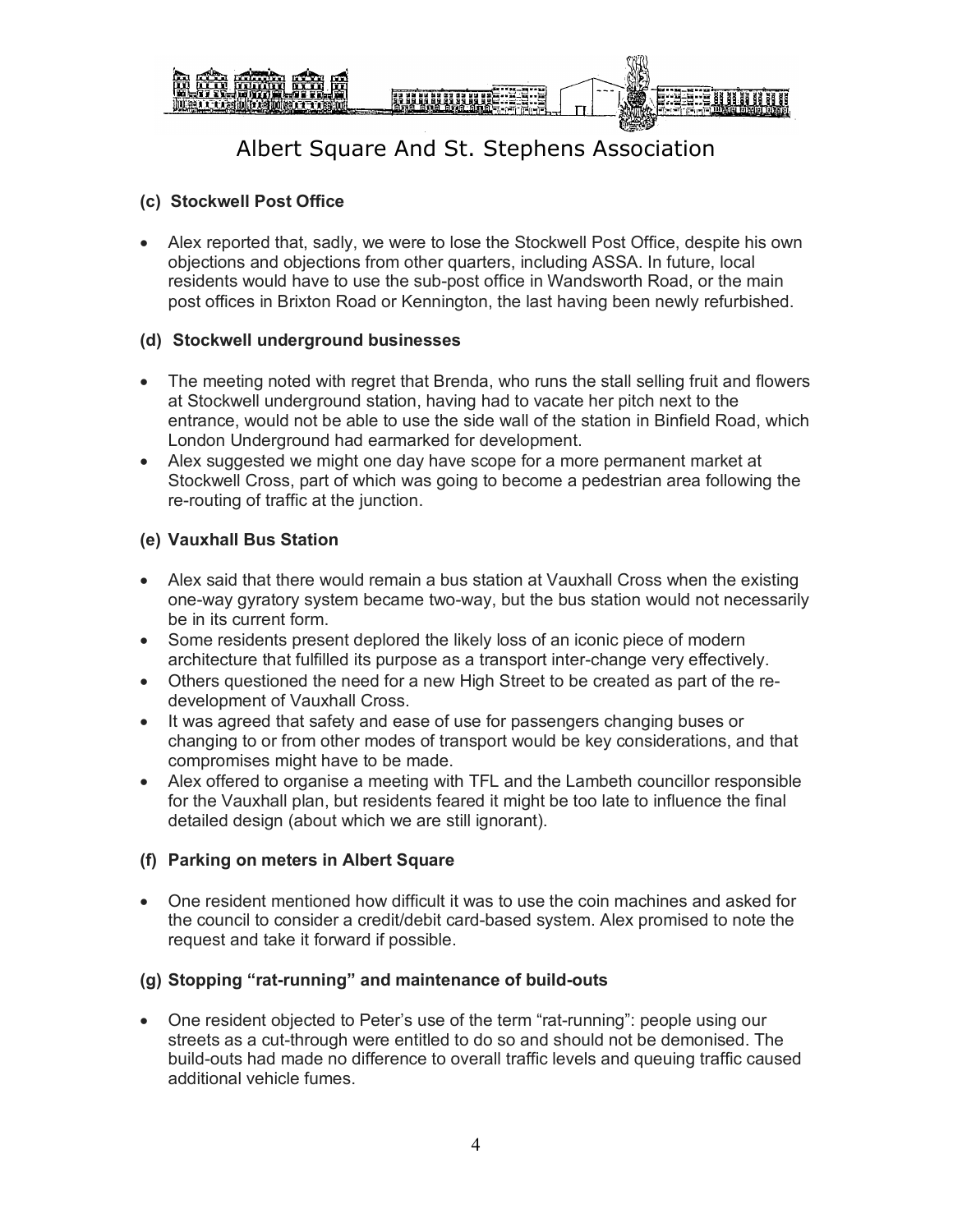### (c) Stockwell Post Office

- Alex reported that, sadly, we were to lose the Stockwell Post Office, despite his own objections and objections from other quarters, including ASSA. In future, local residents would have to use the sub-post office in Wandsworth Road, or the main post offices in Brixton Road or Kennington, the last having been newly refurbished.

### (d) Stockwell underground businesses

- The meeting noted with regret that Brenda, who runs the stall selling fruit and flowers at Stockwell underground station, having had to vacate her pitch next to the entrance, would not be able to use the side wall of the station in Binfield Road, which London Underground had earmarked for development.
- Alex suggested we might one day have scope for a more permanent market at Stockwell Cross, part of which was going to become a pedestrian area following the re-routing of traffic at the junction.

### (e) Vauxhall Bus Station

- Alex said that there would remain a bus station at Vauxhall Cross when the existing one-way gyratory system became two-way, but the bus station would not necessarily be in its current form.
- Some residents present deplored the likely loss of an iconic piece of modern architecture that fulfilled its purpose as a transport inter-change very effectively.
- Others questioned the need for a new High Street to be created as part of the re-development of Vauxhall Cross.
- It was agreed that safety and ease of use for passengers changing buses or changing to or from other modes of transport would be key considerations, and that compromises might have to be made.
- Alex offered to organise a meeting with TFL and the Lambeth councillor responsible for the Vauxhall plan, but residents feared it might be too late to influence the final detailed design (about which we are still ignorant).

### (f) Parking on meters in Albert Square

- One resident mentioned how difficult it was to use the coin machines and asked for the council to consider a credit/debit card-based system. Alex promised to note the request and take it forward if possible.

### (g) Stopping "rat-running" and maintenance of build-outs

- One resident objected to Peter's use of the term "rat-running": people using our streets as a cut-through were entitled to do so and should not be demonised. The build-outs had made no difference to overall traffic levels and queuing traffic caused additional vehicle fumes.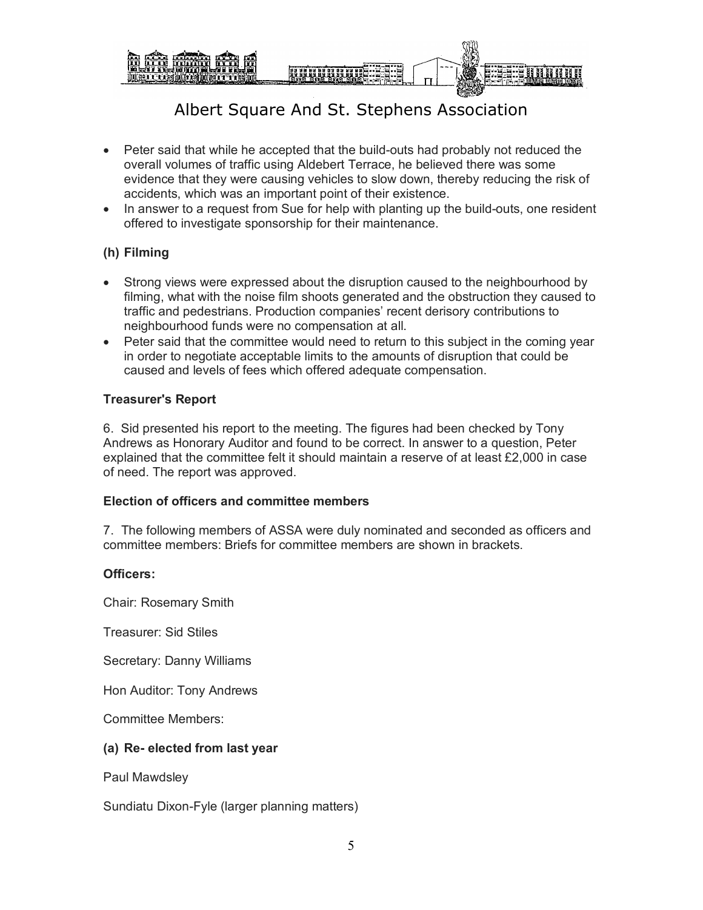- Peter said that while he accepted that the build-outs had probably not reduced the overall volumes of traffic using Aldebert Terrace, he believed there was some evidence that they were causing vehicles to slow down, thereby reducing the risk of accidents, which was an important point of their existence.
- In answer to a request from Sue for help with planting up the build-outs, one resident offered to investigate sponsorship for their maintenance.

**(h) Filming**

- Strong views were expressed about the disruption caused to the neighbourhood by filming, what with the noise film shoots generated and the obstruction they caused to traffic and pedestrians. Production companies' recent derisory contributions to neighbourhood funds were no compensation at all.
- Peter said that the committee would need to return to this subject in the coming year in order to negotiate acceptable limits to the amounts of disruption that could be caused and levels of fees which offered adequate compensation.

**Treasurer's Report**

6. Sid presented his report to the meeting. The figures had been checked by Tony Andrews as Honorary Auditor and found to be correct. In answer to a question, Peter explained that the committee felt it should maintain a reserve of at least £2,000 in case of need. The report was approved.

**Election of officers and committee members**

7. The following members of ASSA were duly nominated and seconded as officers and committee members: Briefs for committee members are shown in brackets.

**Officers:**

Chair: Rosemary Smith

Treasurer: Sid Stiles

Secretary: Danny Williams

Hon Auditor: Tony Andrews

Committee Members:

**(a) Re- elected from last year**

Paul Mawdsley

Sundiatu Dixon-Fyle (larger planning matters)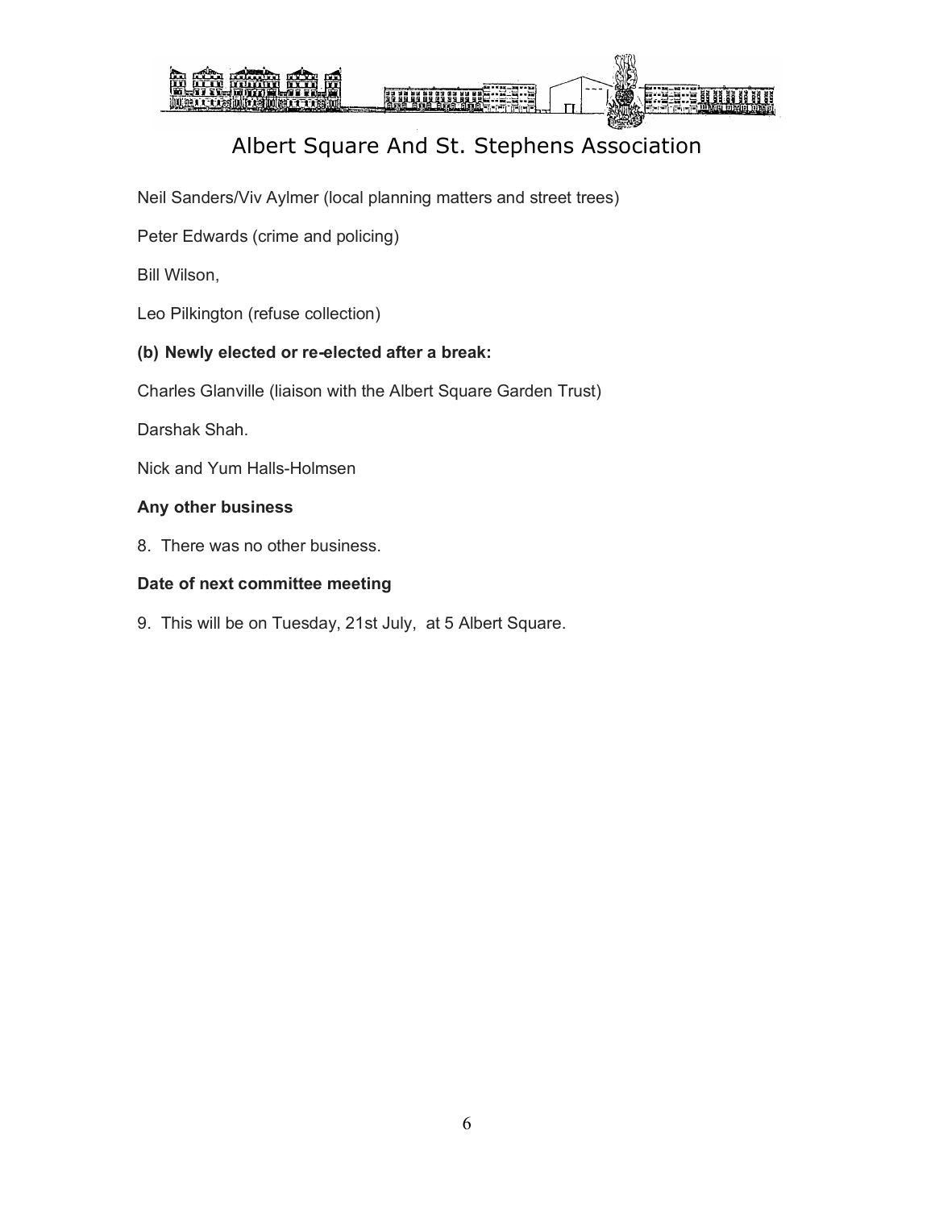Neil Sanders/Viv Aylmer (local planning matters and street trees)

Peter Edwards (crime and policing)

Bill Wilson,

Leo Pilkington (refuse collection)

**(b) Newly elected or re-elected after a break:**

Charles Glanville (liaison with the Albert Square Garden Trust)

Darshak Shah.

Nick and Yum Halls-Holmsen

**Any other business**

8. There was no other business.

**Date of next committee meeting**

9. This will be on Tuesday, 21st July, at 5 Albert Square.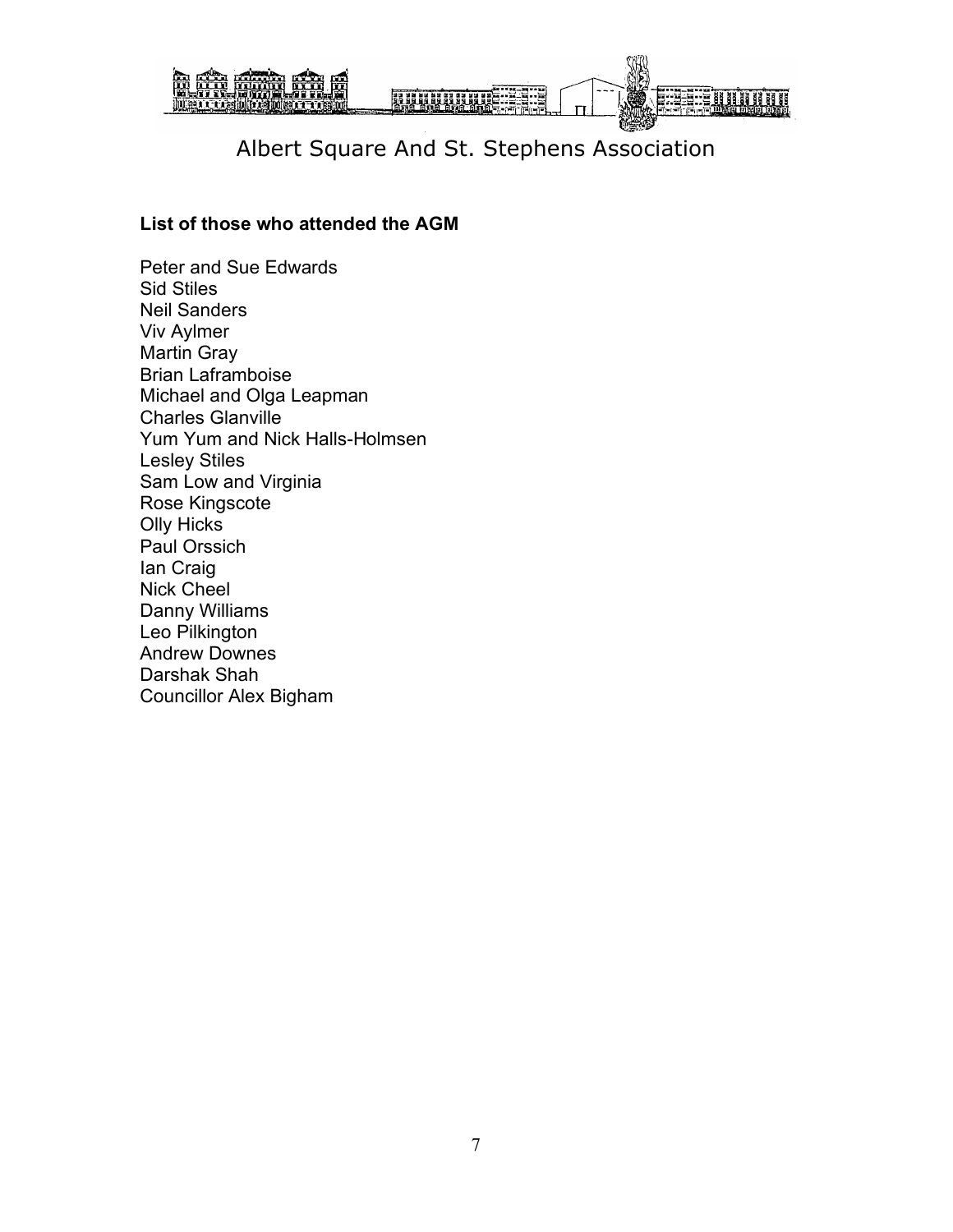Albert Square And St. Stephens Association

**List of those who attended the AGM**

Peter and Sue Edwards
Sid Stiles
Neil Sanders
Viv Aylmer
Martin Gray
Brian Laframboise
Michael and Olga Leapman
Charles Glanville
Yum Yum and Nick Halls-Holmsen
Lesley Stiles
Sam Low and Virginia
Rose Kingscote
Olly Hicks
Paul Orssich
Ian Craig
Nick Cheel
Danny Williams
Leo Pilkington
Andrew Downes
Darshak Shah
Councillor Alex Bigham